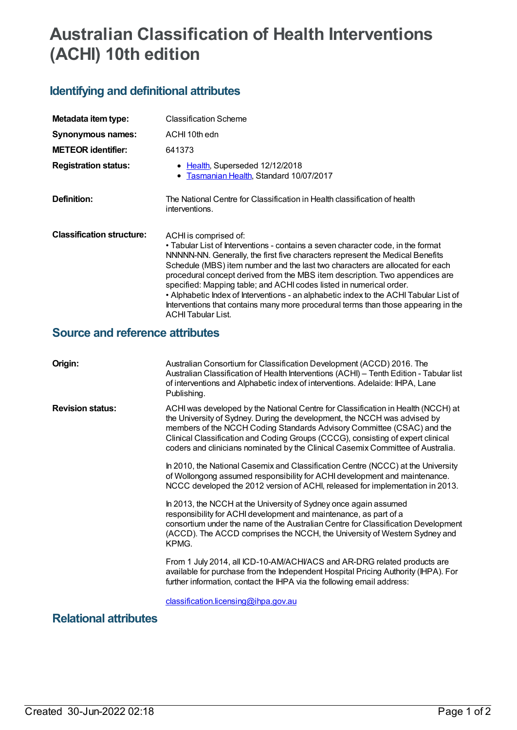# Australian Classification of Health Interventions (ACHI) 10th edition

## Identifying and definitional attributes

| | |
|---|---|
| **Metadata item type:** | Classification Scheme |
| **Synonymous names:** | ACHI 10th edn |
| **METEOR identifier:** | 641373 |
| **Registration status:** | • Health, Superseded 12/12/2018<br>• Tasmanian Health, Standard 10/07/2017 |
| **Definition:** | The National Centre for Classification in Health classification of health interventions. |
| **Classification structure:** | ACHI is comprised of:<br>• Tabular List of Interventions - contains a seven character code, in the format NNNNN-NN. Generally, the first five characters represent the Medical Benefits Schedule (MBS) item number and the last two characters are allocated for each procedural concept derived from the MBS item description. Two appendices are specified: Mapping table; and ACHI codes listed in numerical order.<br>• Alphabetic Index of Interventions - an alphabetic index to the ACHI Tabular List of Interventions that contains many more procedural terms than those appearing in the ACHI Tabular List. |

## Source and reference attributes

| | |
|---|---|
| **Origin:** | Australian Consortium for Classification Development (ACCD) 2016. The Australian Classification of Health Interventions (ACHI) – Tenth Edition - Tabular list of interventions and Alphabetic index of interventions. Adelaide: IHPA, Lane Publishing. |
| **Revision status:** | ACHI was developed by the National Centre for Classification in Health (NCCH) at the University of Sydney. During the development, the NCCH was advised by members of the NCCH Coding Standards Advisory Committee (CSAC) and the Clinical Classification and Coding Groups (CCCG), consisting of expert clinical coders and clinicians nominated by the Clinical Casemix Committee of Australia.<br><br>In 2010, the National Casemix and Classification Centre (NCCC) at the University of Wollongong assumed responsibility for ACHI development and maintenance. NCCC developed the 2012 version of ACHI, released for implementation in 2013.<br><br>In 2013, the NCCH at the University of Sydney once again assumed responsibility for ACHI development and maintenance, as part of a consortium under the name of the Australian Centre for Classification Development (ACCD). The ACCD comprises the NCCH, the University of Western Sydney and KPMG.<br><br>From 1 July 2014, all ICD-10-AM/ACHI/ACS and AR-DRG related products are available for purchase from the Independent Hospital Pricing Authority (IHPA). For further information, contact the IHPA via the following email address:<br><br>classification.licensing@ihpa.gov.au |

## Relational attributes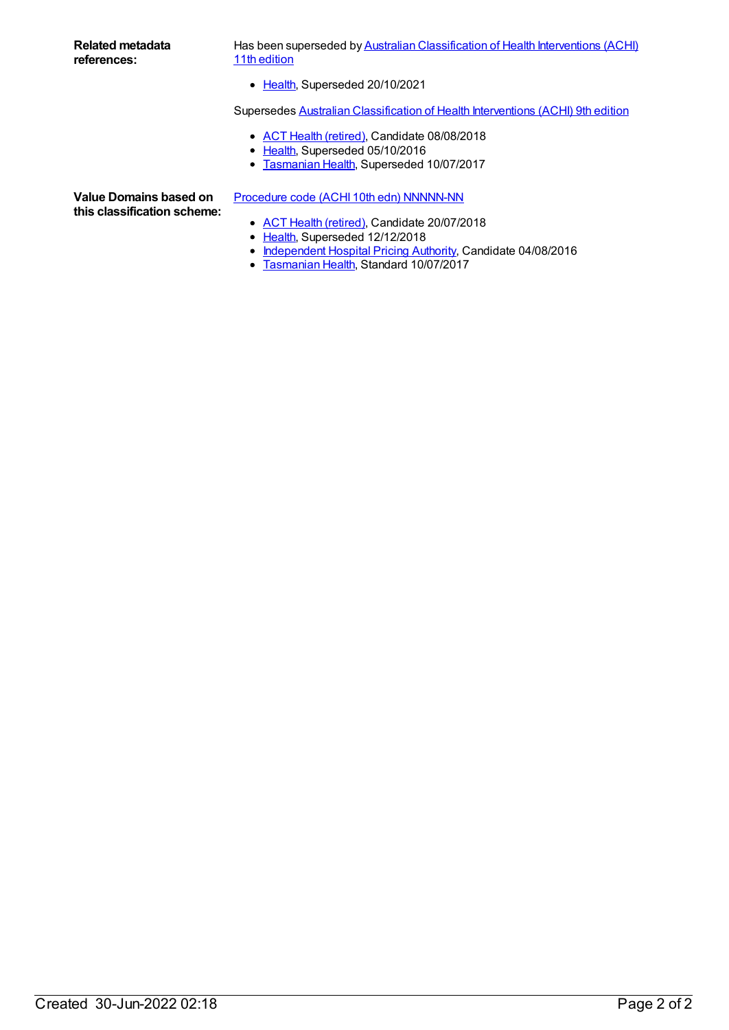**Related metadata references:**

Has been superseded by Australian Classification of Health Interventions (ACHI) 11th edition

- Health, Superseded 20/10/2021

Supersedes Australian Classification of Health Interventions (ACHI) 9th edition

- ACT Health (retired), Candidate 08/08/2018
- Health, Superseded 05/10/2016
- Tasmanian Health, Superseded 10/07/2017

**Value Domains based on this classification scheme:**

Procedure code (ACHI 10th edn) NNNNN-NN

- ACT Health (retired), Candidate 20/07/2018
- Health, Superseded 12/12/2018
- Independent Hospital Pricing Authority, Candidate 04/08/2016
- Tasmanian Health, Standard 10/07/2017